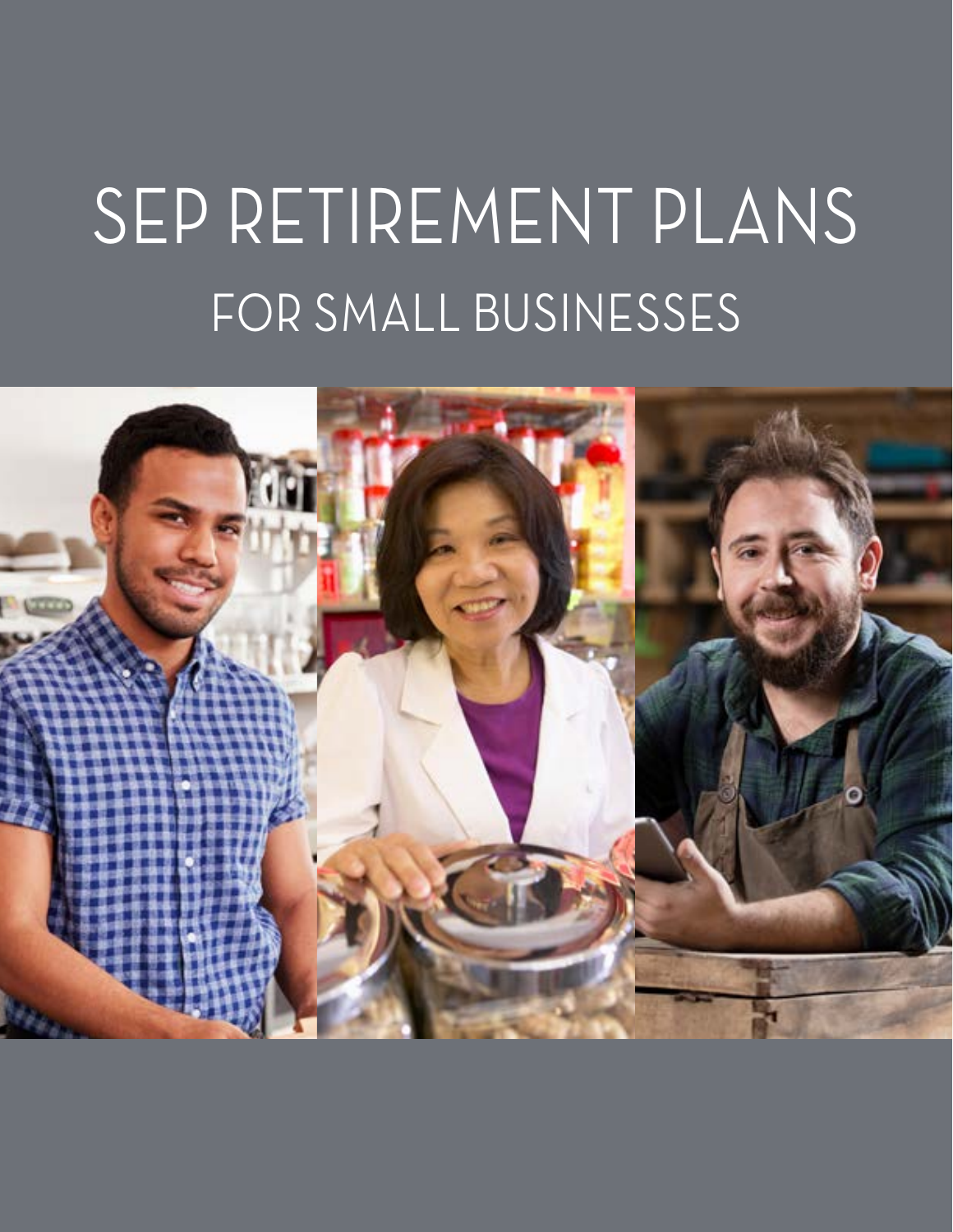# SEP RETIREMENT PLANS

## FOR SMALL BUSINESSES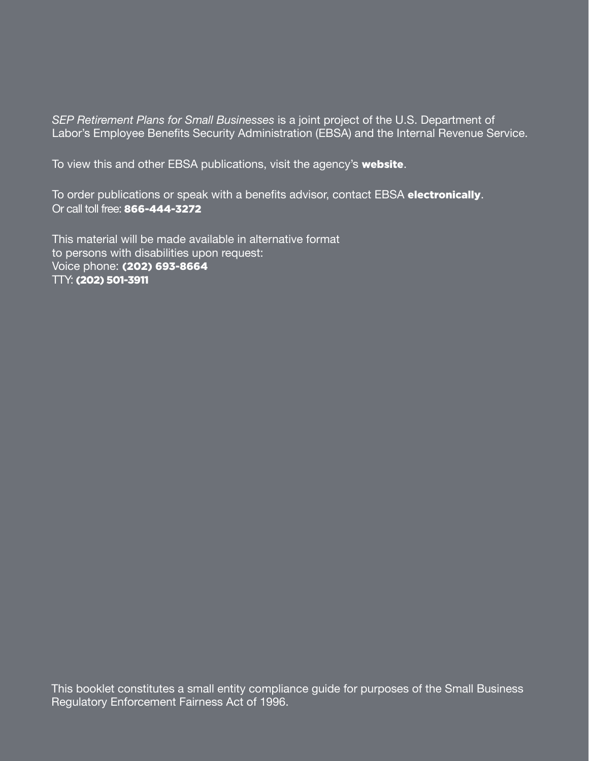*SEP Retirement Plans for Small Businesses* is a joint project of the U.S. Department of Labor's Employee Benefits Security Administration (EBSA) and the Internal Revenue Service.

To view this and other EBSA publications, visit the agency's **website**.

To order publications or speak with a benefits advisor, contact EBSA **electronically**.
Or call toll free: **866-444-3272**

This material will be made available in alternative format to persons with disabilities upon request:
Voice phone: **(202) 693-8664**
TTY: **(202) 501-3911**

This booklet constitutes a small entity compliance guide for purposes of the Small Business Regulatory Enforcement Fairness Act of 1996.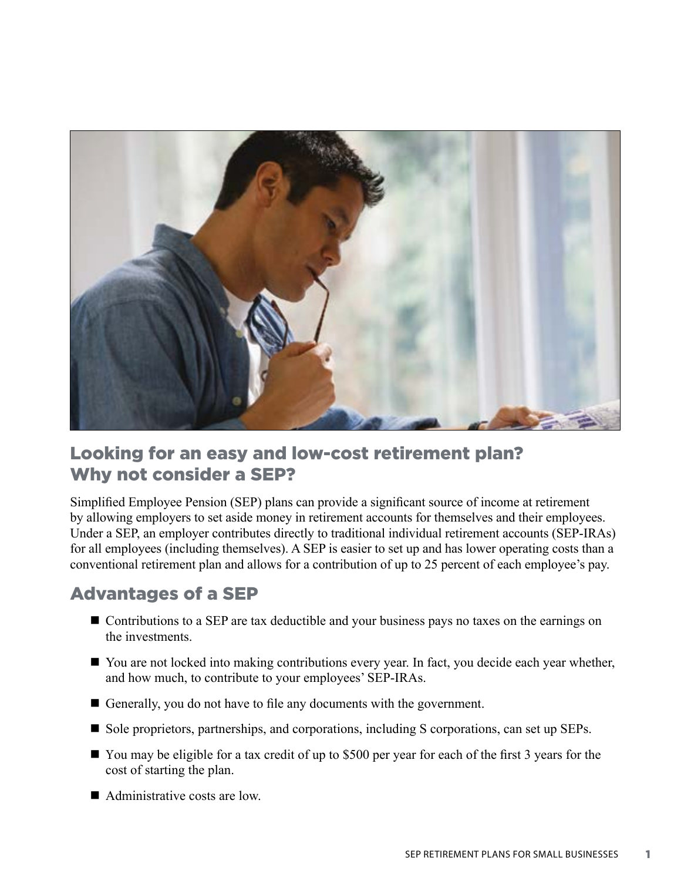## Looking for an easy and low-cost retirement plan? Why not consider a SEP?

Simplified Employee Pension (SEP) plans can provide a significant source of income at retirement by allowing employers to set aside money in retirement accounts for themselves and their employees. Under a SEP, an employer contributes directly to traditional individual retirement accounts (SEP-IRAs) for all employees (including themselves). A SEP is easier to set up and has lower operating costs than a conventional retirement plan and allows for a contribution of up to 25 percent of each employee's pay.

## Advantages of a SEP

- Contributions to a SEP are tax deductible and your business pays no taxes on the earnings on the investments.
- You are not locked into making contributions every year. In fact, you decide each year whether, and how much, to contribute to your employees' SEP-IRAs.
- Generally, you do not have to file any documents with the government.
- Sole proprietors, partnerships, and corporations, including S corporations, can set up SEPs.
- You may be eligible for a tax credit of up to $500 per year for each of the first 3 years for the cost of starting the plan.
- Administrative costs are low.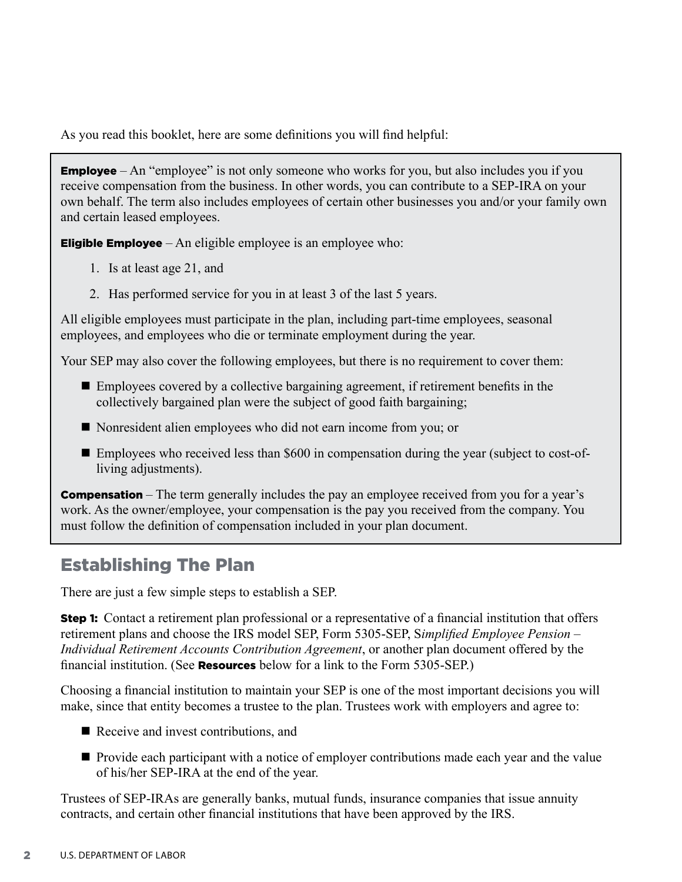As you read this booklet, here are some definitions you will find helpful:

**Employee** – An "employee" is not only someone who works for you, but also includes you if you receive compensation from the business. In other words, you can contribute to a SEP-IRA on your own behalf. The term also includes employees of certain other businesses you and/or your family own and certain leased employees.

**Eligible Employee** – An eligible employee is an employee who:

1. Is at least age 21, and
2. Has performed service for you in at least 3 of the last 5 years.

All eligible employees must participate in the plan, including part-time employees, seasonal employees, and employees who die or terminate employment during the year.

Your SEP may also cover the following employees, but there is no requirement to cover them:

- Employees covered by a collective bargaining agreement, if retirement benefits in the collectively bargained plan were the subject of good faith bargaining;
- Nonresident alien employees who did not earn income from you; or
- Employees who received less than $600 in compensation during the year (subject to cost-of-living adjustments).

**Compensation** – The term generally includes the pay an employee received from you for a year's work. As the owner/employee, your compensation is the pay you received from the company. You must follow the definition of compensation included in your plan document.

## Establishing The Plan

There are just a few simple steps to establish a SEP.

**Step 1:** Contact a retirement plan professional or a representative of a financial institution that offers retirement plans and choose the IRS model SEP, Form 5305-SEP, S*implified Employee Pension – Individual Retirement Accounts Contribution Agreement*, or another plan document offered by the financial institution. (See **Resources** below for a link to the Form 5305-SEP.)

Choosing a financial institution to maintain your SEP is one of the most important decisions you will make, since that entity becomes a trustee to the plan. Trustees work with employers and agree to:

- Receive and invest contributions, and
- Provide each participant with a notice of employer contributions made each year and the value of his/her SEP-IRA at the end of the year.

Trustees of SEP-IRAs are generally banks, mutual funds, insurance companies that issue annuity contracts, and certain other financial institutions that have been approved by the IRS.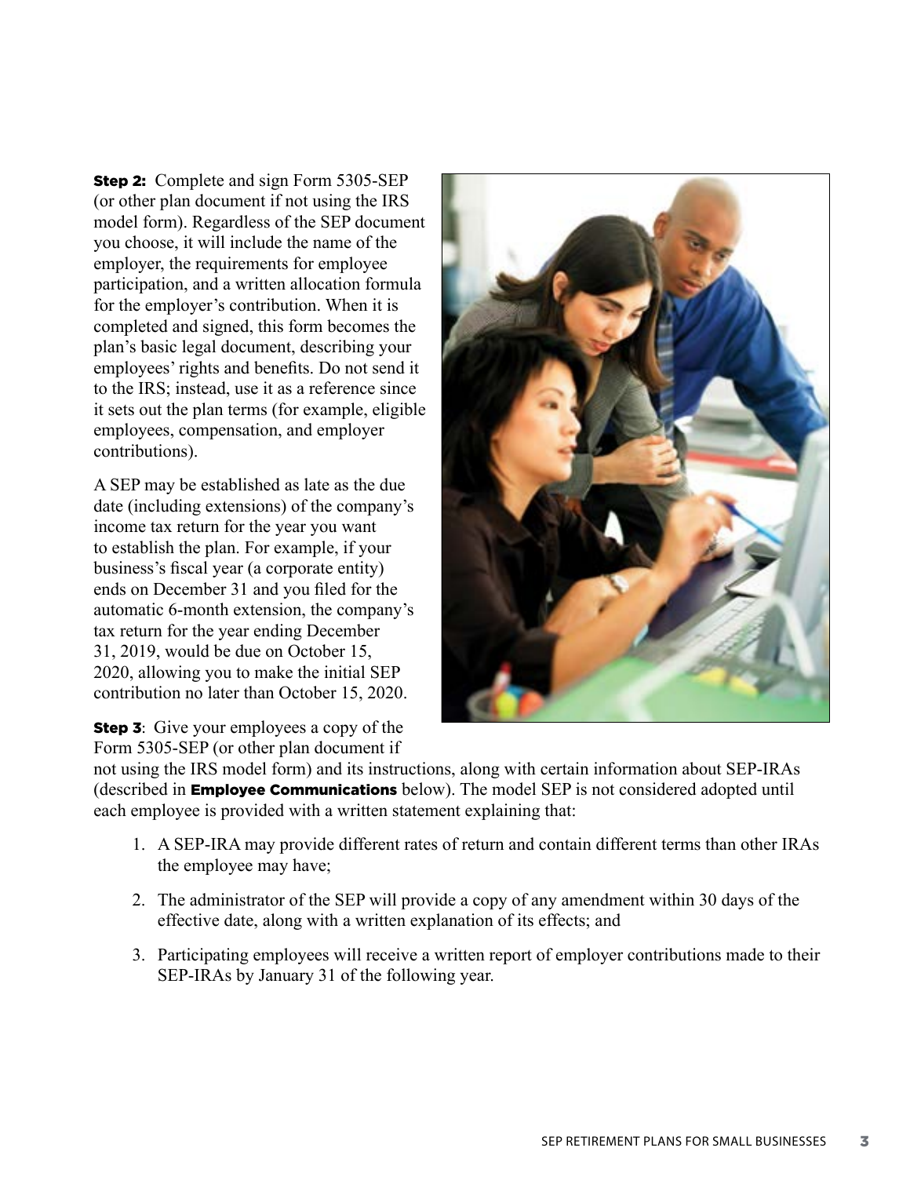**Step 2:** Complete and sign Form 5305-SEP (or other plan document if not using the IRS model form). Regardless of the SEP document you choose, it will include the name of the employer, the requirements for employee participation, and a written allocation formula for the employer's contribution. When it is completed and signed, this form becomes the plan's basic legal document, describing your employees' rights and benefits. Do not send it to the IRS; instead, use it as a reference since it sets out the plan terms (for example, eligible employees, compensation, and employer contributions).

A SEP may be established as late as the due date (including extensions) of the company's income tax return for the year you want to establish the plan. For example, if your business's fiscal year (a corporate entity) ends on December 31 and you filed for the automatic 6-month extension, the company's tax return for the year ending December 31, 2019, would be due on October 15, 2020, allowing you to make the initial SEP contribution no later than October 15, 2020.

**Step 3**: Give your employees a copy of the Form 5305-SEP (or other plan document if not using the IRS model form) and its instructions, along with certain information about SEP-IRAs (described in **Employee Communications** below). The model SEP is not considered adopted until each employee is provided with a written statement explaining that:

1. A SEP-IRA may provide different rates of return and contain different terms than other IRAs the employee may have;
2. The administrator of the SEP will provide a copy of any amendment within 30 days of the effective date, along with a written explanation of its effects; and
3. Participating employees will receive a written report of employer contributions made to their SEP-IRAs by January 31 of the following year.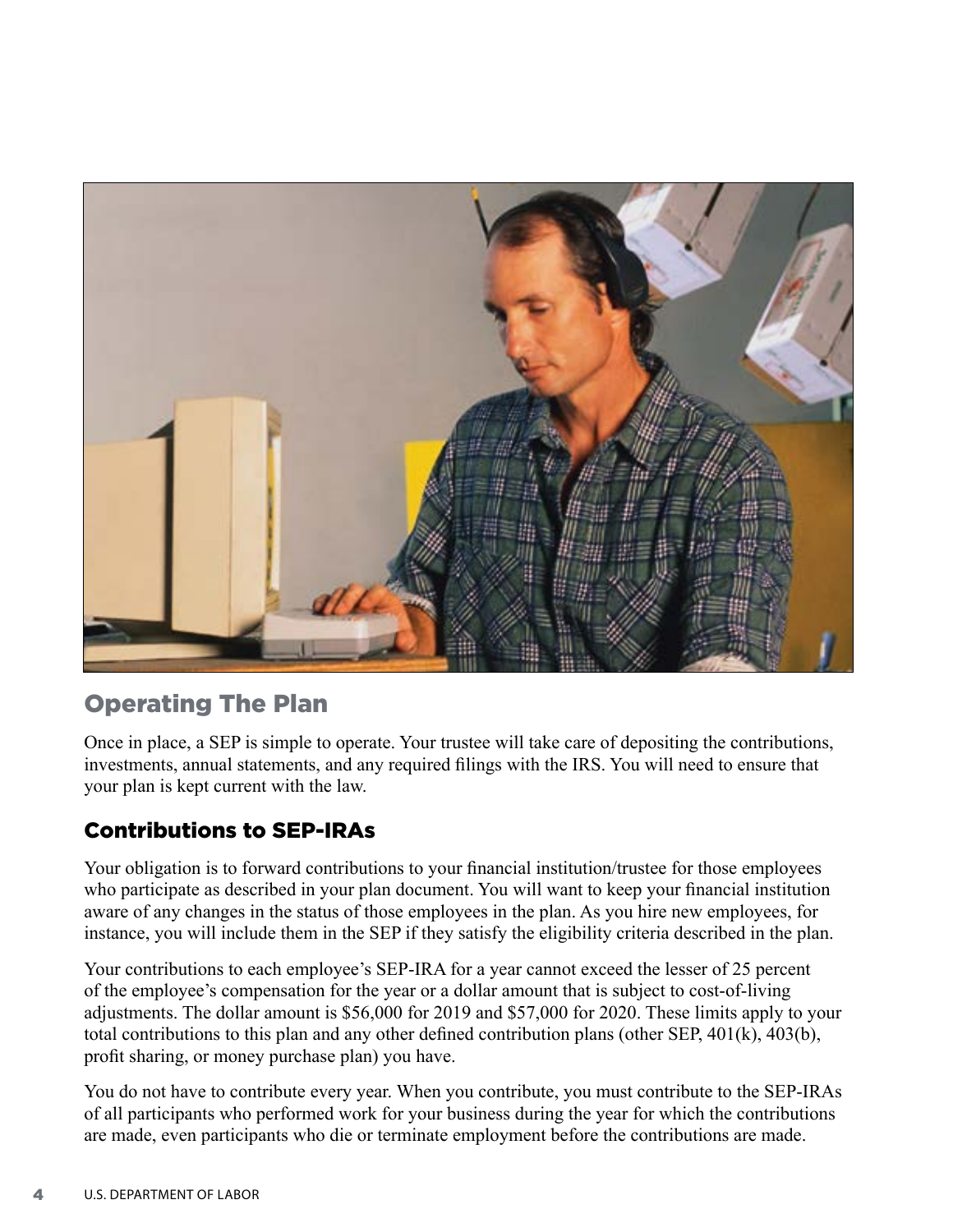## Operating The Plan

Once in place, a SEP is simple to operate. Your trustee will take care of depositing the contributions, investments, annual statements, and any required filings with the IRS. You will need to ensure that your plan is kept current with the law.

### Contributions to SEP-IRAs

Your obligation is to forward contributions to your financial institution/trustee for those employees who participate as described in your plan document. You will want to keep your financial institution aware of any changes in the status of those employees in the plan. As you hire new employees, for instance, you will include them in the SEP if they satisfy the eligibility criteria described in the plan.

Your contributions to each employee's SEP-IRA for a year cannot exceed the lesser of 25 percent of the employee's compensation for the year or a dollar amount that is subject to cost-of-living adjustments. The dollar amount is $56,000 for 2019 and $57,000 for 2020. These limits apply to your total contributions to this plan and any other defined contribution plans (other SEP, 401(k), 403(b), profit sharing, or money purchase plan) you have.

You do not have to contribute every year. When you contribute, you must contribute to the SEP-IRAs of all participants who performed work for your business during the year for which the contributions are made, even participants who die or terminate employment before the contributions are made.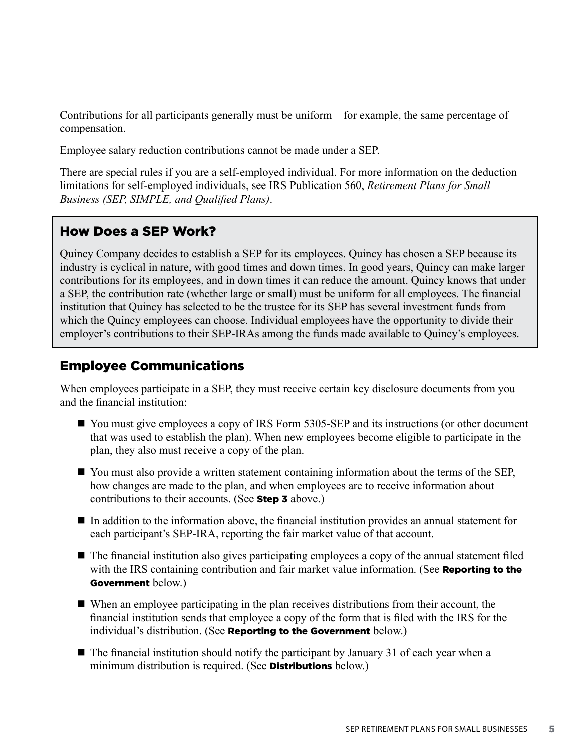Contributions for all participants generally must be uniform – for example, the same percentage of compensation.

Employee salary reduction contributions cannot be made under a SEP.

There are special rules if you are a self-employed individual. For more information on the deduction limitations for self-employed individuals, see IRS Publication 560, *Retirement Plans for Small Business (SEP, SIMPLE, and Qualified Plans)*.

## How Does a SEP Work?

Quincy Company decides to establish a SEP for its employees. Quincy has chosen a SEP because its industry is cyclical in nature, with good times and down times. In good years, Quincy can make larger contributions for its employees, and in down times it can reduce the amount. Quincy knows that under a SEP, the contribution rate (whether large or small) must be uniform for all employees. The financial institution that Quincy has selected to be the trustee for its SEP has several investment funds from which the Quincy employees can choose. Individual employees have the opportunity to divide their employer's contributions to their SEP-IRAs among the funds made available to Quincy's employees.

## Employee Communications

When employees participate in a SEP, they must receive certain key disclosure documents from you and the financial institution:

- You must give employees a copy of IRS Form 5305-SEP and its instructions (or other document that was used to establish the plan). When new employees become eligible to participate in the plan, they also must receive a copy of the plan.
- You must also provide a written statement containing information about the terms of the SEP, how changes are made to the plan, and when employees are to receive information about contributions to their accounts. (See **Step 3** above.)
- In addition to the information above, the financial institution provides an annual statement for each participant's SEP-IRA, reporting the fair market value of that account.
- The financial institution also gives participating employees a copy of the annual statement filed with the IRS containing contribution and fair market value information. (See **Reporting to the Government** below.)
- When an employee participating in the plan receives distributions from their account, the financial institution sends that employee a copy of the form that is filed with the IRS for the individual's distribution. (See **Reporting to the Government** below.)
- The financial institution should notify the participant by January 31 of each year when a minimum distribution is required. (See **Distributions** below.)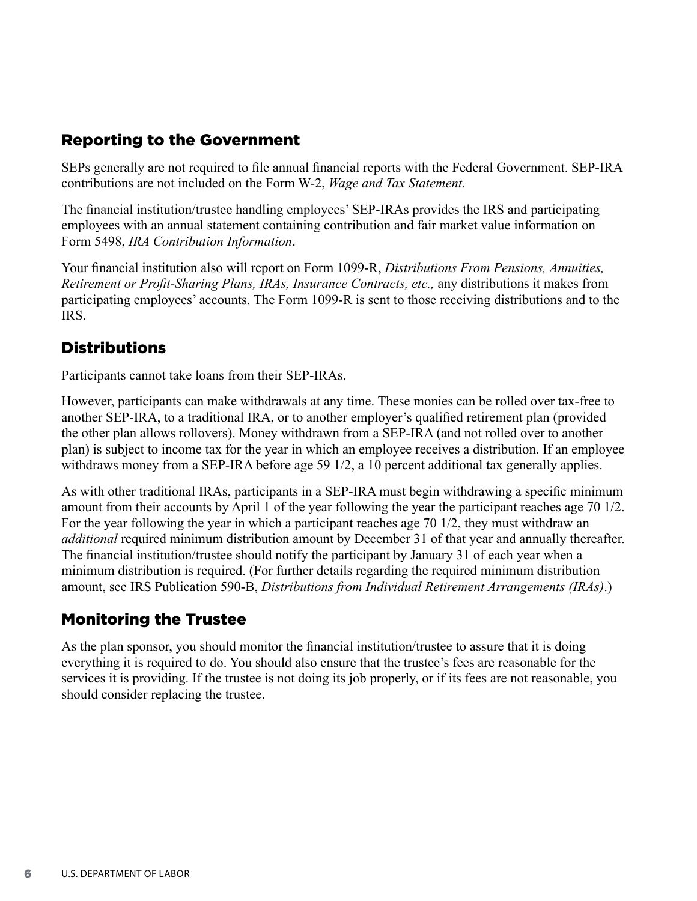## Reporting to the Government

SEPs generally are not required to file annual financial reports with the Federal Government. SEP-IRA contributions are not included on the Form W-2, *Wage and Tax Statement.*

The financial institution/trustee handling employees' SEP-IRAs provides the IRS and participating employees with an annual statement containing contribution and fair market value information on Form 5498, *IRA Contribution Information*.

Your financial institution also will report on Form 1099-R, *Distributions From Pensions, Annuities, Retirement or Profit-Sharing Plans, IRAs, Insurance Contracts, etc.,* any distributions it makes from participating employees' accounts. The Form 1099-R is sent to those receiving distributions and to the IRS.

## Distributions

Participants cannot take loans from their SEP-IRAs.

However, participants can make withdrawals at any time. These monies can be rolled over tax-free to another SEP-IRA, to a traditional IRA, or to another employer's qualified retirement plan (provided the other plan allows rollovers). Money withdrawn from a SEP-IRA (and not rolled over to another plan) is subject to income tax for the year in which an employee receives a distribution. If an employee withdraws money from a SEP-IRA before age 59 1/2, a 10 percent additional tax generally applies.

As with other traditional IRAs, participants in a SEP-IRA must begin withdrawing a specific minimum amount from their accounts by April 1 of the year following the year the participant reaches age 70 1/2. For the year following the year in which a participant reaches age 70 1/2, they must withdraw an *additional* required minimum distribution amount by December 31 of that year and annually thereafter. The financial institution/trustee should notify the participant by January 31 of each year when a minimum distribution is required. (For further details regarding the required minimum distribution amount, see IRS Publication 590-B, *Distributions from Individual Retirement Arrangements (IRAs)*.)

## Monitoring the Trustee

As the plan sponsor, you should monitor the financial institution/trustee to assure that it is doing everything it is required to do. You should also ensure that the trustee's fees are reasonable for the services it is providing. If the trustee is not doing its job properly, or if its fees are not reasonable, you should consider replacing the trustee.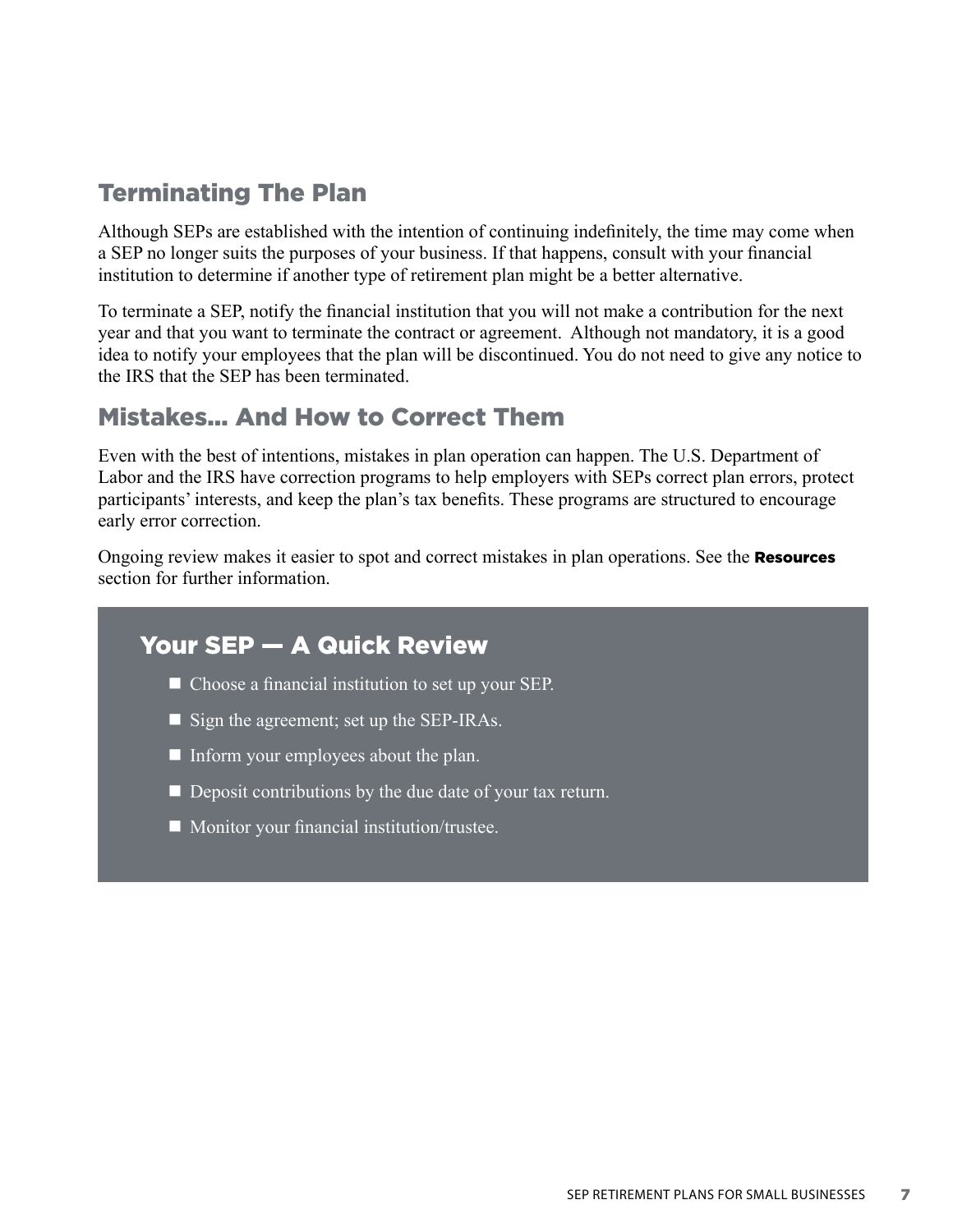## Terminating The Plan

Although SEPs are established with the intention of continuing indefinitely, the time may come when a SEP no longer suits the purposes of your business. If that happens, consult with your financial institution to determine if another type of retirement plan might be a better alternative.

To terminate a SEP, notify the financial institution that you will not make a contribution for the next year and that you want to terminate the contract or agreement. Although not mandatory, it is a good idea to notify your employees that the plan will be discontinued. You do not need to give any notice to the IRS that the SEP has been terminated.

## Mistakes... And How to Correct Them

Even with the best of intentions, mistakes in plan operation can happen. The U.S. Department of Labor and the IRS have correction programs to help employers with SEPs correct plan errors, protect participants' interests, and keep the plan's tax benefits. These programs are structured to encourage early error correction.

Ongoing review makes it easier to spot and correct mistakes in plan operations. See the **Resources** section for further information.

### Your SEP — A Quick Review

- Choose a financial institution to set up your SEP.
- Sign the agreement; set up the SEP-IRAs.
- Inform your employees about the plan.
- Deposit contributions by the due date of your tax return.
- Monitor your financial institution/trustee.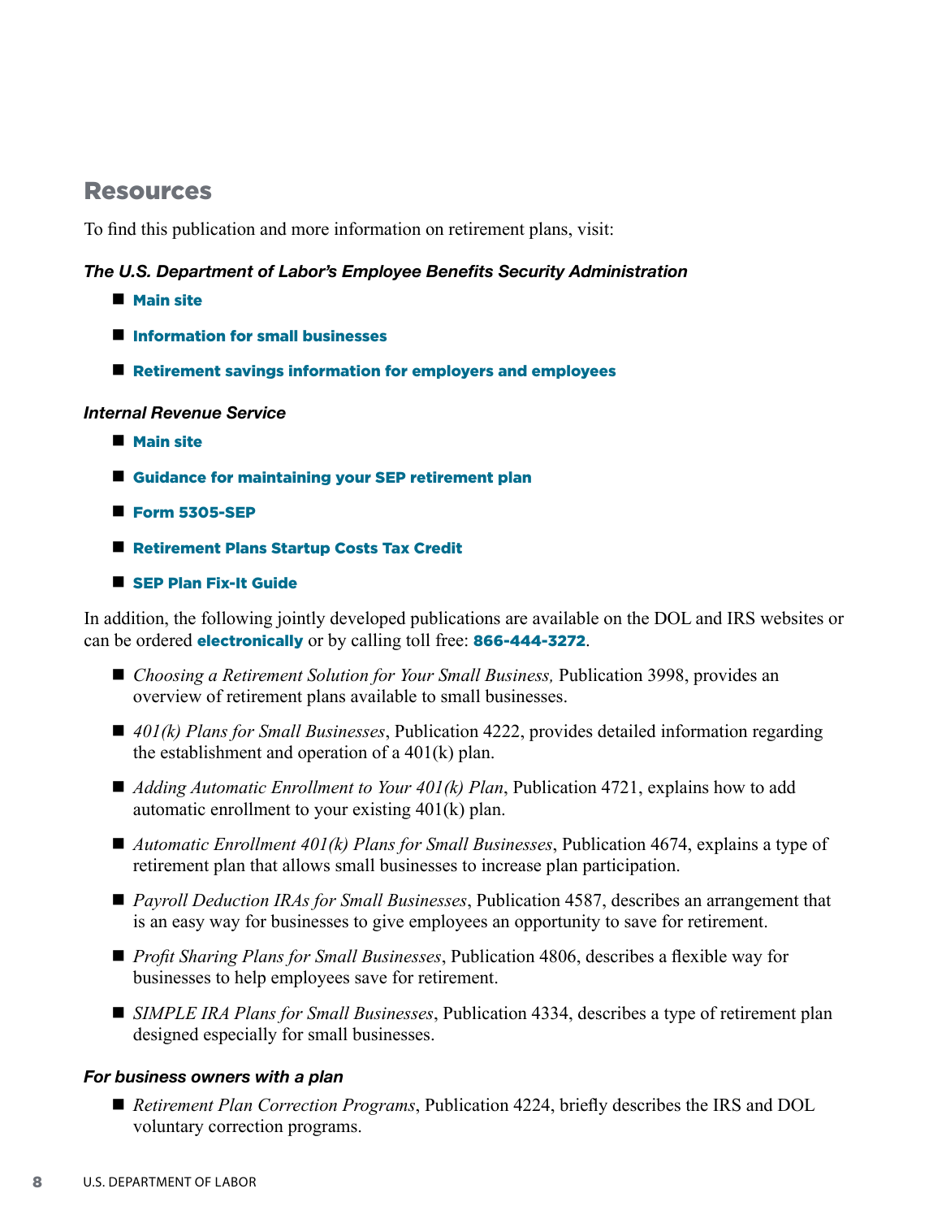## Resources

To find this publication and more information on retirement plans, visit:

***The U.S. Department of Labor's Employee Benefits Security Administration***

- **Main site**
- **Information for small businesses**
- **Retirement savings information for employers and employees**

***Internal Revenue Service***

- **Main site**
- **Guidance for maintaining your SEP retirement plan**
- **Form 5305-SEP**
- **Retirement Plans Startup Costs Tax Credit**
- **SEP Plan Fix-It Guide**

In addition, the following jointly developed publications are available on the DOL and IRS websites or can be ordered **electronically** or by calling toll free: **866-444-3272**.

- *Choosing a Retirement Solution for Your Small Business,* Publication 3998, provides an overview of retirement plans available to small businesses.
- *401(k) Plans for Small Businesses*, Publication 4222, provides detailed information regarding the establishment and operation of a 401(k) plan.
- *Adding Automatic Enrollment to Your 401(k) Plan*, Publication 4721, explains how to add automatic enrollment to your existing 401(k) plan.
- *Automatic Enrollment 401(k) Plans for Small Businesses*, Publication 4674, explains a type of retirement plan that allows small businesses to increase plan participation.
- *Payroll Deduction IRAs for Small Businesses*, Publication 4587, describes an arrangement that is an easy way for businesses to give employees an opportunity to save for retirement.
- *Profit Sharing Plans for Small Businesses*, Publication 4806, describes a flexible way for businesses to help employees save for retirement.
- *SIMPLE IRA Plans for Small Businesses*, Publication 4334, describes a type of retirement plan designed especially for small businesses.

***For business owners with a plan***

- *Retirement Plan Correction Programs*, Publication 4224, briefly describes the IRS and DOL voluntary correction programs.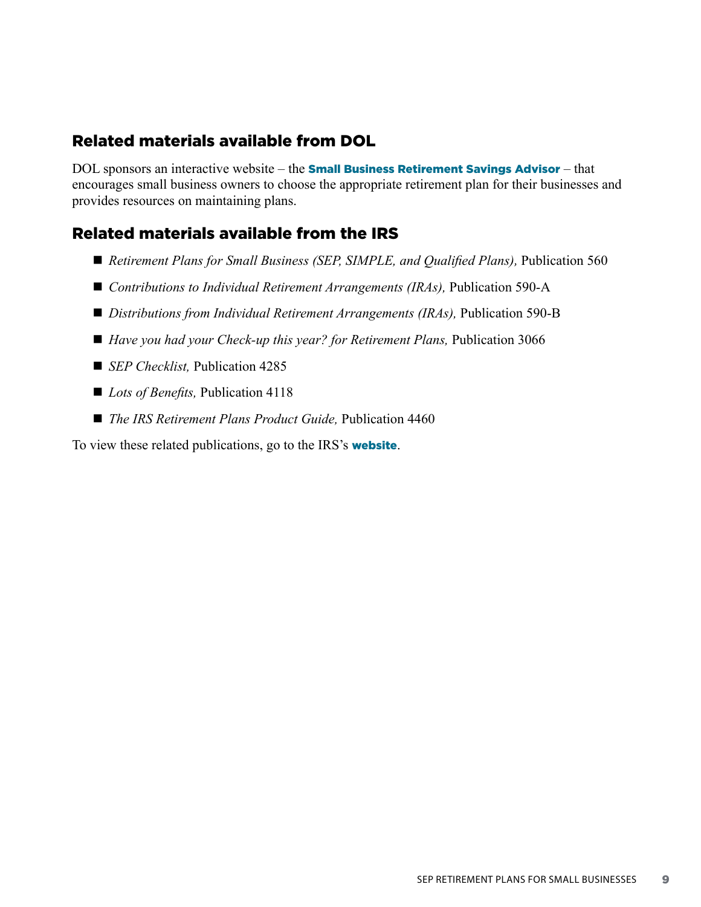## Related materials available from DOL

DOL sponsors an interactive website – the **Small Business Retirement Savings Advisor** – that encourages small business owners to choose the appropriate retirement plan for their businesses and provides resources on maintaining plans.

## Related materials available from the IRS

- *Retirement Plans for Small Business (SEP, SIMPLE, and Qualified Plans),* Publication 560
- *Contributions to Individual Retirement Arrangements (IRAs),* Publication 590-A
- *Distributions from Individual Retirement Arrangements (IRAs),* Publication 590-B
- *Have you had your Check-up this year? for Retirement Plans,* Publication 3066
- *SEP Checklist,* Publication 4285
- *Lots of Benefits,* Publication 4118
- *The IRS Retirement Plans Product Guide,* Publication 4460

To view these related publications, go to the IRS's **website**.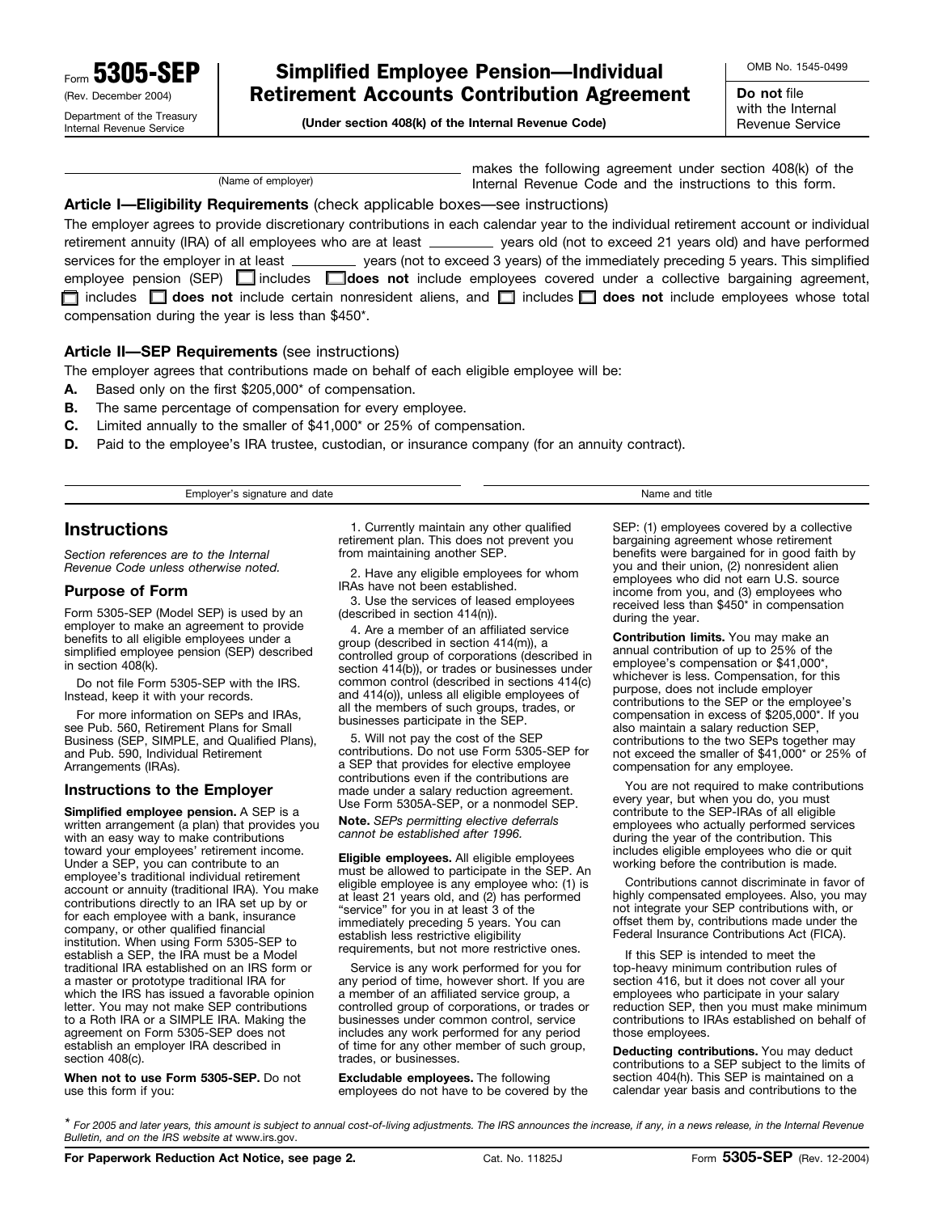Form **5305-SEP** (Rev. December 2004) Department of the Treasury Internal Revenue Service

# Simplified Employee Pension—Individual Retirement Accounts Contribution Agreement

**(Under section 408(k) of the Internal Revenue Code)**

OMB No. 1545-0499

**Do not** file with the Internal Revenue Service

______________________________ (Name of employer) makes the following agreement under section 408(k) of the Internal Revenue Code and the instructions to this form.

**Article I—Eligibility Requirements** (check applicable boxes—see instructions)

The employer agrees to provide discretionary contributions in each calendar year to the individual retirement account or individual retirement annuity (IRA) of all employees who are at least ________ years old (not to exceed 21 years old) and have performed services for the employer in at least ________ years (not to exceed 3 years) of the immediately preceding 5 years. This simplified employee pension (SEP) ☐ includes ☐ **does not** include employees covered under a collective bargaining agreement, ☐ includes ☐ **does not** include certain nonresident aliens, and ☐ includes ☐ **does not** include employees whose total compensation during the year is less than $450*.

**Article II—SEP Requirements** (see instructions)

The employer agrees that contributions made on behalf of each eligible employee will be:

**A.** Based only on the first $205,000* of compensation.

**B.** The same percentage of compensation for every employee.

**C.** Limited annually to the smaller of $41,000* or 25% of compensation.

**D.** Paid to the employee's IRA trustee, custodian, or insurance company (for an annuity contract).

______________________________ Employer's signature and date

______________________________ Name and title

## Instructions

*Section references are to the Internal Revenue Code unless otherwise noted.*

### Purpose of Form

Form 5305-SEP (Model SEP) is used by an employer to make an agreement to provide benefits to all eligible employees under a simplified employee pension (SEP) described in section 408(k).

Do not file Form 5305-SEP with the IRS. Instead, keep it with your records.

For more information on SEPs and IRAs, see Pub. 560, Retirement Plans for Small Business (SEP, SIMPLE, and Qualified Plans), and Pub. 590, Individual Retirement Arrangements (IRAs).

### Instructions to the Employer

**Simplified employee pension.** A SEP is a written arrangement (a plan) that provides you with an easy way to make contributions toward your employees' retirement income. Under a SEP, you can contribute to an employee's traditional individual retirement account or annuity (traditional IRA). You make contributions directly to an IRA set up by or for each employee with a bank, insurance company, or other qualified financial institution. When using Form 5305-SEP to establish a SEP, the IRA must be a Model traditional IRA established on an IRS form or a master or prototype traditional IRA for which the IRS has issued a favorable opinion letter. You may not make SEP contributions to a Roth IRA or a SIMPLE IRA. Making the agreement on Form 5305-SEP does not establish an employer IRA described in section 408(c).

**When not to use Form 5305-SEP.** Do not use this form if you:

1. Currently maintain any other qualified retirement plan. This does not prevent you from maintaining another SEP.

2. Have any eligible employees for whom IRAs have not been established.

3. Use the services of leased employees (described in section 414(n)).

4. Are a member of an affiliated service group (described in section 414(m)), a controlled group of corporations (described in section 414(b)), or trades or businesses under common control (described in sections 414(c) and 414(o)), unless all eligible employees of all the members of such groups, trades, or businesses participate in the SEP.

5. Will not pay the cost of the SEP contributions. Do not use Form 5305-SEP for a SEP that provides for elective employee contributions even if the contributions are made under a salary reduction agreement. Use Form 5305A-SEP, or a nonmodel SEP.

**Note.** *SEPs permitting elective deferrals cannot be established after 1996.*

**Eligible employees.** All eligible employees must be allowed to participate in the SEP. An eligible employee is any employee who: (1) is at least 21 years old, and (2) has performed "service" for you in at least 3 of the immediately preceding 5 years. You can establish less restrictive eligibility requirements, but not more restrictive ones.

Service is any work performed for you for any period of time, however short. If you are a member of an affiliated service group, a controlled group of corporations, or trades or businesses under common control, service includes any work performed for any period of time for any other member of such group, trades, or businesses.

**Excludable employees.** The following employees do not have to be covered by the SEP: (1) employees covered by a collective bargaining agreement whose retirement benefits were bargained for in good faith by you and their union, (2) nonresident alien employees who did not earn U.S. source income from you, and (3) employees who received less than $450* in compensation during the year.

**Contribution limits.** You may make an annual contribution of up to 25% of the employee's compensation or $41,000*, whichever is less. Compensation, for this purpose, does not include employer contributions to the SEP or the employee's compensation in excess of $205,000*. If you also maintain a salary reduction SEP, contributions to the two SEPs together may not exceed the smaller of $41,000* or 25% of compensation for any employee.

You are not required to make contributions every year, but when you do, you must contribute to the SEP-IRAs of all eligible employees who actually performed services during the year of the contribution. This includes eligible employees who die or quit working before the contribution is made.

Contributions cannot discriminate in favor of highly compensated employees. Also, you may not integrate your SEP contributions with, or offset them by, contributions made under the Federal Insurance Contributions Act (FICA).

If this SEP is intended to meet the top-heavy minimum contribution rules of section 416, but it does not cover all your employees who participate in your salary reduction SEP, then you must make minimum contributions to IRAs established on behalf of those employees.

**Deducting contributions.** You may deduct contributions to a SEP subject to the limits of section 404(h). This SEP is maintained on a calendar year basis and contributions to the

\* *For 2005 and later years, this amount is subject to annual cost-of-living adjustments. The IRS announces the increase, if any, in a news release, in the Internal Revenue Bulletin, and on the IRS website at www.irs.gov.*

**For Paperwork Reduction Act Notice, see page 2.** Cat. No. 11825J Form **5305-SEP** (Rev. 12-2004)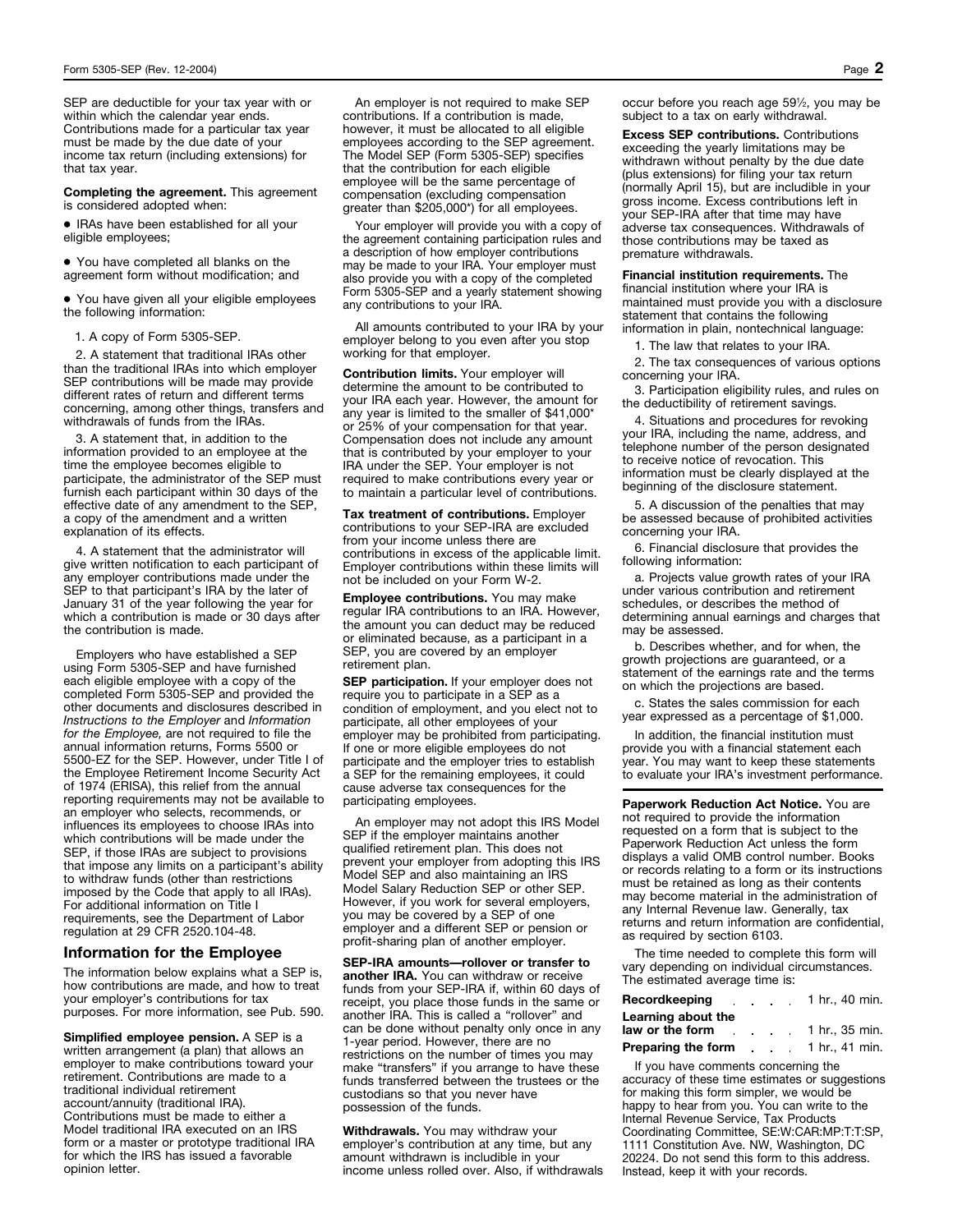SEP are deductible for your tax year with or within which the calendar year ends. Contributions made for a particular tax year must be made by the due date of your income tax return (including extensions) for that tax year.

**Completing the agreement.** This agreement is considered adopted when:

- IRAs have been established for all your eligible employees;
- You have completed all blanks on the agreement form without modification; and
- You have given all your eligible employees the following information:

1. A copy of Form 5305-SEP.

2. A statement that traditional IRAs other than the traditional IRAs into which employer SEP contributions will be made may provide different rates of return and different terms concerning, among other things, transfers and withdrawals of funds from the IRAs.

3. A statement that, in addition to the information provided to an employee at the time the employee becomes eligible to participate, the administrator of the SEP must furnish each participant within 30 days of the effective date of any amendment to the SEP, a copy of the amendment and a written explanation of its effects.

4. A statement that the administrator will give written notification to each participant of any employer contributions made under the SEP to that participant's IRA by the later of January 31 of the year following the year for which a contribution is made or 30 days after the contribution is made.

Employers who have established a SEP using Form 5305-SEP and have furnished each eligible employee with a copy of the completed Form 5305-SEP and provided the other documents and disclosures described in *Instructions to the Employer* and *Information for the Employee,* are not required to file the annual information returns, Forms 5500 or 5500-EZ for the SEP. However, under Title I of the Employee Retirement Income Security Act of 1974 (ERISA), this relief from the annual reporting requirements may not be available to an employer who selects, recommends, or influences its employees to choose IRAs into which contributions will be made under the SEP, if those IRAs are subject to provisions that impose any limits on a participant's ability to withdraw funds (other than restrictions imposed by the Code that apply to all IRAs). For additional information on Title I requirements, see the Department of Labor regulation at 29 CFR 2520.104-48.

## Information for the Employee

The information below explains what a SEP is, how contributions are made, and how to treat your employer's contributions for tax purposes. For more information, see Pub. 590.

**Simplified employee pension.** A SEP is a written arrangement (a plan) that allows an employer to make contributions toward your retirement. Contributions are made to a traditional individual retirement account/annuity (traditional IRA). Contributions must be made to either a Model traditional IRA executed on an IRS form or a master or prototype traditional IRA for which the IRS has issued a favorable opinion letter.

An employer is not required to make SEP contributions. If a contribution is made, however, it must be allocated to all eligible employees according to the SEP agreement. The Model SEP (Form 5305-SEP) specifies that the contribution for each eligible employee will be the same percentage of compensation (excluding compensation greater than $205,000*) for all employees.

Your employer will provide you with a copy of the agreement containing participation rules and a description of how employer contributions may be made to your IRA. Your employer must also provide you with a copy of the completed Form 5305-SEP and a yearly statement showing any contributions to your IRA.

All amounts contributed to your IRA by your employer belong to you even after you stop working for that employer.

**Contribution limits.** Your employer will determine the amount to be contributed to your IRA each year. However, the amount for any year is limited to the smaller of $41,000* or 25% of your compensation for that year. Compensation does not include any amount that is contributed by your employer to your IRA under the SEP. Your employer is not required to make contributions every year or to maintain a particular level of contributions.

**Tax treatment of contributions.** Employer contributions to your SEP-IRA are excluded from your income unless there are contributions in excess of the applicable limit. Employer contributions within these limits will not be included on your Form W-2.

**Employee contributions.** You may make regular IRA contributions to an IRA. However, the amount you can deduct may be reduced or eliminated because, as a participant in a SEP, you are covered by an employer retirement plan.

**SEP participation.** If your employer does not require you to participate in a SEP as a condition of employment, and you elect not to participate, all other employees of your employer may be prohibited from participating. If one or more eligible employees do not participate and the employer tries to establish a SEP for the remaining employees, it could cause adverse tax consequences for the participating employees.

An employer may not adopt this IRS Model SEP if the employer maintains another qualified retirement plan. This does not prevent your employer from adopting this IRS Model SEP and also maintaining an IRS Model Salary Reduction SEP or other SEP. However, if you work for several employers, you may be covered by a SEP of one employer and a different SEP or pension or profit-sharing plan of another employer.

**SEP-IRA amounts—rollover or transfer to another IRA.** You can withdraw or receive funds from your SEP-IRA if, within 60 days of receipt, you place those funds in the same or another IRA. This is called a "rollover" and can be done without penalty only once in any 1-year period. However, there are no restrictions on the number of times you may make "transfers" if you arrange to have these funds transferred between the trustees or the custodians so that you never have possession of the funds.

**Withdrawals.** You may withdraw your employer's contribution at any time, but any amount withdrawn is includible in your income unless rolled over. Also, if withdrawals occur before you reach age 59½, you may be subject to a tax on early withdrawal.

**Excess SEP contributions.** Contributions exceeding the yearly limitations may be withdrawn without penalty by the due date (plus extensions) for filing your tax return (normally April 15), but are includible in your gross income. Excess contributions left in your SEP-IRA after that time may have adverse tax consequences. Withdrawals of those contributions may be taxed as premature withdrawals.

**Financial institution requirements.** The financial institution where your IRA is maintained must provide you with a disclosure statement that contains the following information in plain, nontechnical language:

1. The law that relates to your IRA.

2. The tax consequences of various options concerning your IRA.

3. Participation eligibility rules, and rules on the deductibility of retirement savings.

4. Situations and procedures for revoking your IRA, including the name, address, and telephone number of the person designated to receive notice of revocation. This information must be clearly displayed at the beginning of the disclosure statement.

5. A discussion of the penalties that may be assessed because of prohibited activities concerning your IRA.

6. Financial disclosure that provides the following information:

a. Projects value growth rates of your IRA under various contribution and retirement schedules, or describes the method of determining annual earnings and charges that may be assessed.

b. Describes whether, and for when, the growth projections are guaranteed, or a statement of the earnings rate and the terms on which the projections are based.

c. States the sales commission for each year expressed as a percentage of $1,000.

In addition, the financial institution must provide you with a financial statement each year. You may want to keep these statements to evaluate your IRA's investment performance.

**Paperwork Reduction Act Notice.** You are not required to provide the information requested on a form that is subject to the Paperwork Reduction Act unless the form displays a valid OMB control number. Books or records relating to a form or its instructions must be retained as long as their contents may become material in the administration of any Internal Revenue law. Generally, tax returns and return information are confidential, as required by section 6103.

The time needed to complete this form will vary depending on individual circumstances. The estimated average time is:

| | |
|---|---|
| **Recordkeeping** | 1 hr., 40 min. |
| **Learning about the law or the form** | 1 hr., 35 min. |
| **Preparing the form** | 1 hr., 41 min. |

If you have comments concerning the accuracy of these time estimates or suggestions for making this form simpler, we would be happy to hear from you. You can write to the Internal Revenue Service, Tax Products Coordinating Committee, SE:W:CAR:MP:T:T:SP, 1111 Constitution Ave. NW, Washington, DC 20224. Do not send this form to this address. Instead, keep it with your records.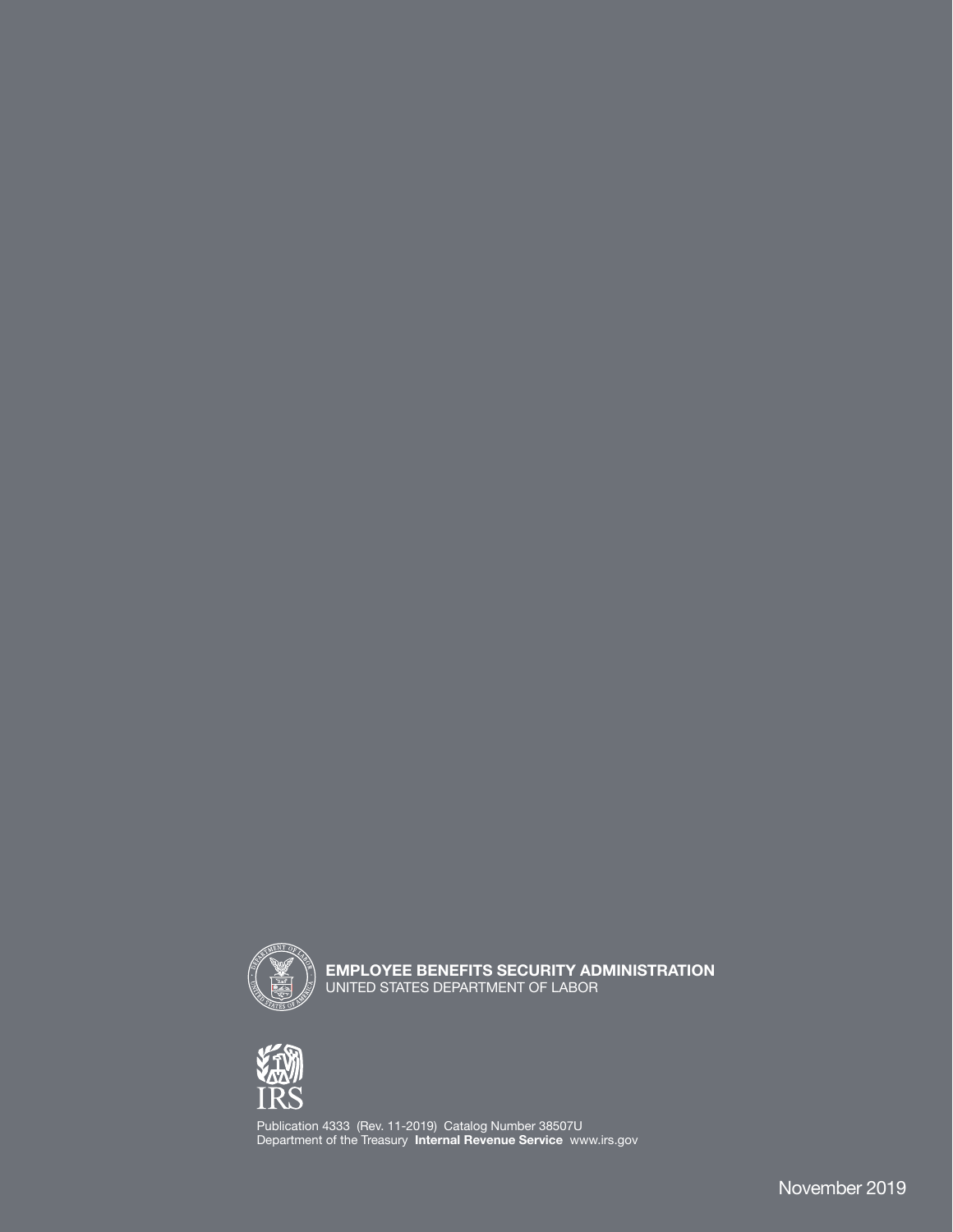**EMPLOYEE BENEFITS SECURITY ADMINISTRATION**
UNITED STATES DEPARTMENT OF LABOR

IRS

Publication 4333 (Rev. 11-2019) Catalog Number 38507U
Department of the Treasury **Internal Revenue Service** www.irs.gov

November 2019